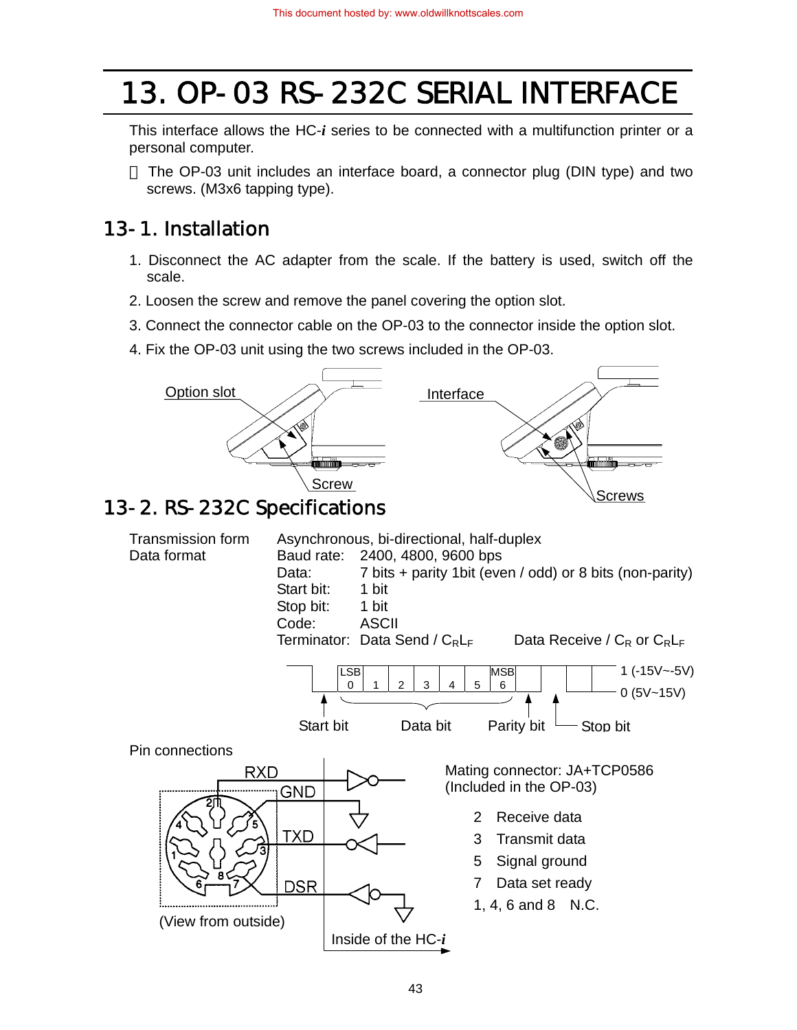# 13. OP-03 RS-232C SERIAL INTERFACE

This interface allows the HC-*i* series to be connected with a multifunction printer or a personal computer.

 The OP-03 unit includes an interface board, a connector plug (DIN type) and two screws. (M3x6 tapping type).

## 13-1. Installation

1. Disconnect the AC adapter from the scale. If the battery is used, switch off the scale.
2. Loosen the screw and remove the panel covering the option slot.
3. Connect the connector cable on the OP-03 to the connector inside the option slot.
4. Fix the OP-03 unit using the two screws included in the OP-03.

Option slot — Screw — Interface — Screws

## 13-2. RS-232C Specifications

| | | |
|---|---|---|
| Transmission form | Asynchronous, bi-directional, half-duplex | |
| Data format | Baud rate: | 2400, 4800, 9600 bps |
| | Data: | 7 bits + parity 1bit (even / odd) or 8 bits (non-parity) |
| | Start bit: | 1 bit |
| | Stop bit: | 1 bit |
| | Code: | ASCII |
| | Terminator: | Data Send / $C_R L_F$ Data Receive / $C_R$ or $C_R L_F$ |

LSB 0 1 2 3 4 5 MSB 6 — 1 (-15V~-5V), 0 (5V~15V)

Start bit — Data bit — Parity bit — Stop bit

Pin connections

RXD, GND, TXD, DSR

(View from outside) — Inside of the HC-*i*

Mating connector: JA+TCP0586
(Included in the OP-03)

| Pin | Function |
|---|---|
| 2 | Receive data |
| 3 | Transmit data |
| 5 | Signal ground |
| 7 | Data set ready |
| 1, 4, 6 and 8 | N.C. |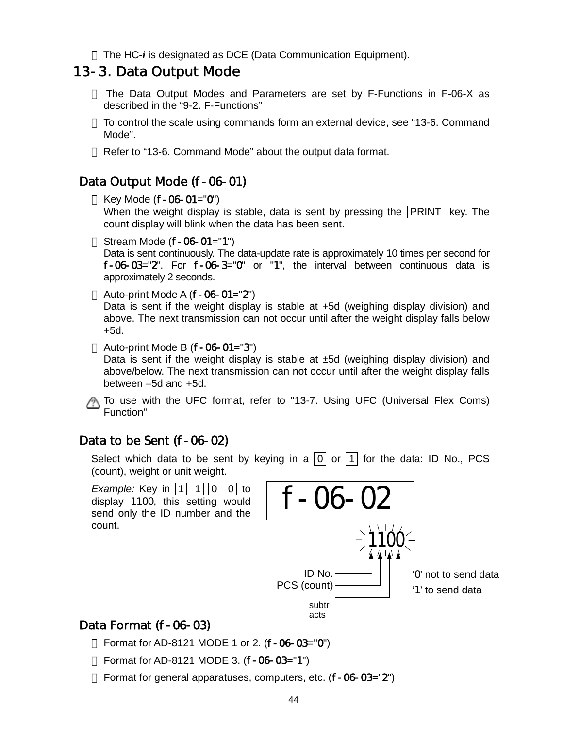- The HC-*i* is designated as DCE (Data Communication Equipment).

## 13-3. Data Output Mode

- The Data Output Modes and Parameters are set by F-Functions in F-06-X as described in the "9-2. F-Functions"
- To control the scale using commands form an external device, see "13-6. Command Mode".
- Refer to "13-6. Command Mode" about the output data format.

### Data Output Mode (f-06-01)

- Key Mode (f-06-01="0")
  When the weight display is stable, data is sent by pressing the PRINT key. The count display will blink when the data has been sent.
- Stream Mode (f-06-01="1")
  Data is sent continuously. The data-update rate is approximately 10 times per second for f-06-03="2". For f-06-3="0" or "1", the interval between continuous data is approximately 2 seconds.
- Auto-print Mode A (f-06-01="2")
  Data is sent if the weight display is stable at +5d (weighing display division) and above. The next transmission can not occur until after the weight display falls below +5d.
- Auto-print Mode B (f-06-01="3")
  Data is sent if the weight display is stable at ±5d (weighing display division) and above/below. The next transmission can not occur until after the weight display falls between –5d and +5d.

⚠ To use with the UFC format, refer to "13-7. Using UFC (Universal Flex Coms) Function"

### Data to be Sent (f-06-02)

Select which data to be sent by keying in a 0 or 1 for the data: ID No., PCS (count), weight or unit weight.

*Example:* Key in 1 1 0 0 to display 1100, this setting would send only the ID number and the count.

f-06-02

1100

ID No.
PCS (count)
subtracts

'0' not to send data
'1' to send data

### Data Format (f-06-03)

- Format for AD-8121 MODE 1 or 2. (f-06-03="0")
- Format for AD-8121 MODE 3. (f-06-03="1")
- Format for general apparatuses, computers, etc. (f-06-03="2")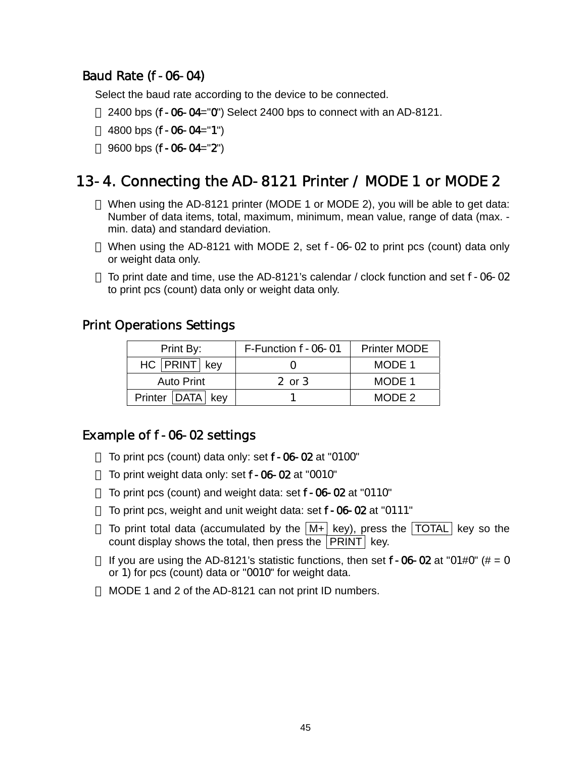### Baud Rate (f-06-04)

Select the baud rate according to the device to be connected.

- 2400 bps (f-06-04="0") Select 2400 bps to connect with an AD-8121.
- 4800 bps (f-06-04="1")
- 9600 bps (f-06-04="2")

## 13-4. Connecting the AD-8121 Printer / MODE 1 or MODE 2

- When using the AD-8121 printer (MODE 1 or MODE 2), you will be able to get data: Number of data items, total, maximum, minimum, mean value, range of data (max. - min. data) and standard deviation.
- When using the AD-8121 with MODE 2, set f-06-02 to print pcs (count) data only or weight data only.
- To print date and time, use the AD-8121's calendar / clock function and set f-06-02 to print pcs (count) data only or weight data only.

### Print Operations Settings

| Print By: | F-Function f-06-01 | Printer MODE |
|---|---|---|
| HC PRINT key | 0 | MODE 1 |
| Auto Print | 2 or 3 | MODE 1 |
| Printer DATA key | 1 | MODE 2 |

### Example of f-06-02 settings

- To print pcs (count) data only: set f-06-02 at "0100"
- To print weight data only: set f-06-02 at "0010"
- To print pcs (count) and weight data: set f-06-02 at "0110"
- To print pcs, weight and unit weight data: set f-06-02 at "0111"
- To print total data (accumulated by the M+ key), press the TOTAL key so the count display shows the total, then press the PRINT key.
- If you are using the AD-8121's statistic functions, then set f-06-02 at "01#0" (# = 0 or 1) for pcs (count) data or "0010" for weight data.
- MODE 1 and 2 of the AD-8121 can not print ID numbers.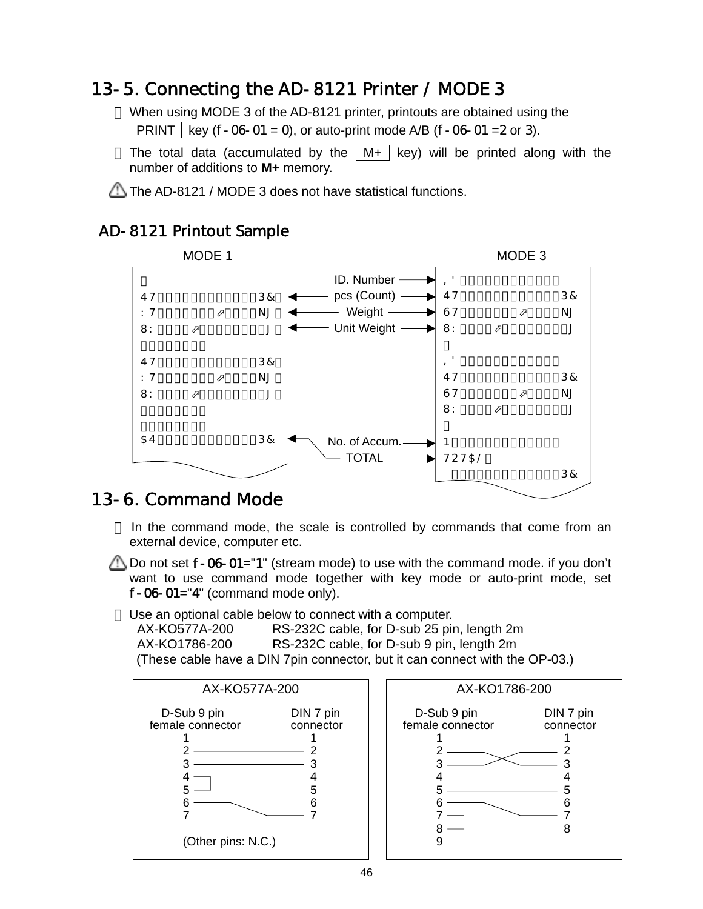## 13-5. Connecting the AD-8121 Printer / MODE 3

- When using MODE 3 of the AD-8121 printer, printouts are obtained using the PRINT key (f-06-01 = 0), or auto-print mode A/B (f-06-01 =2 or 3).
- The total data (accumulated by the M+ key) will be printed along with the number of additions to **M+** memory.

⚠ The AD-8121 / MODE 3 does not have statistical functions.

### AD-8121 Printout Sample

MODE 1 / MODE 3

Labels: ID. Number, pcs (Count), Weight, Unit Weight, No. of Accum., TOTAL

## 13-6. Command Mode

- In the command mode, the scale is controlled by commands that come from an external device, computer etc.

⚠ Do not set **f-06-01**="**1**" (stream mode) to use with the command mode. if you don't want to use command mode together with key mode or auto-print mode, set **f-06-01**="**4**" (command mode only).

- Use an optional cable below to connect with a computer.
  - AX-KO577A-200 RS-232C cable, for D-sub 25 pin, length 2m
  - AX-KO1786-200 RS-232C cable, for D-sub 9 pin, length 2m
  - (These cable have a DIN 7pin connector, but it can connect with the OP-03.)

**AX-KO577A-200**

D-Sub 9 pin female connector — DIN 7 pin connector

| D-Sub 9 pin female connector | DIN 7 pin connector |
|---|---|
| 1 | 1 |
| 2 | 2 |
| 3 | 3 |
| 4 | 4 |
| 5 | 5 |
| 6 | 6 |
| 7 | 7 |

(Other pins: N.C.)

**AX-KO1786-200**

| D-Sub 9 pin female connector | DIN 7 pin connector |
|---|---|
| 1 | 1 |
| 2 | 2 |
| 3 | 3 |
| 4 | 4 |
| 5 | 5 |
| 6 | 6 |
| 7 | 7 |
| 8 | 8 |
| 9 | |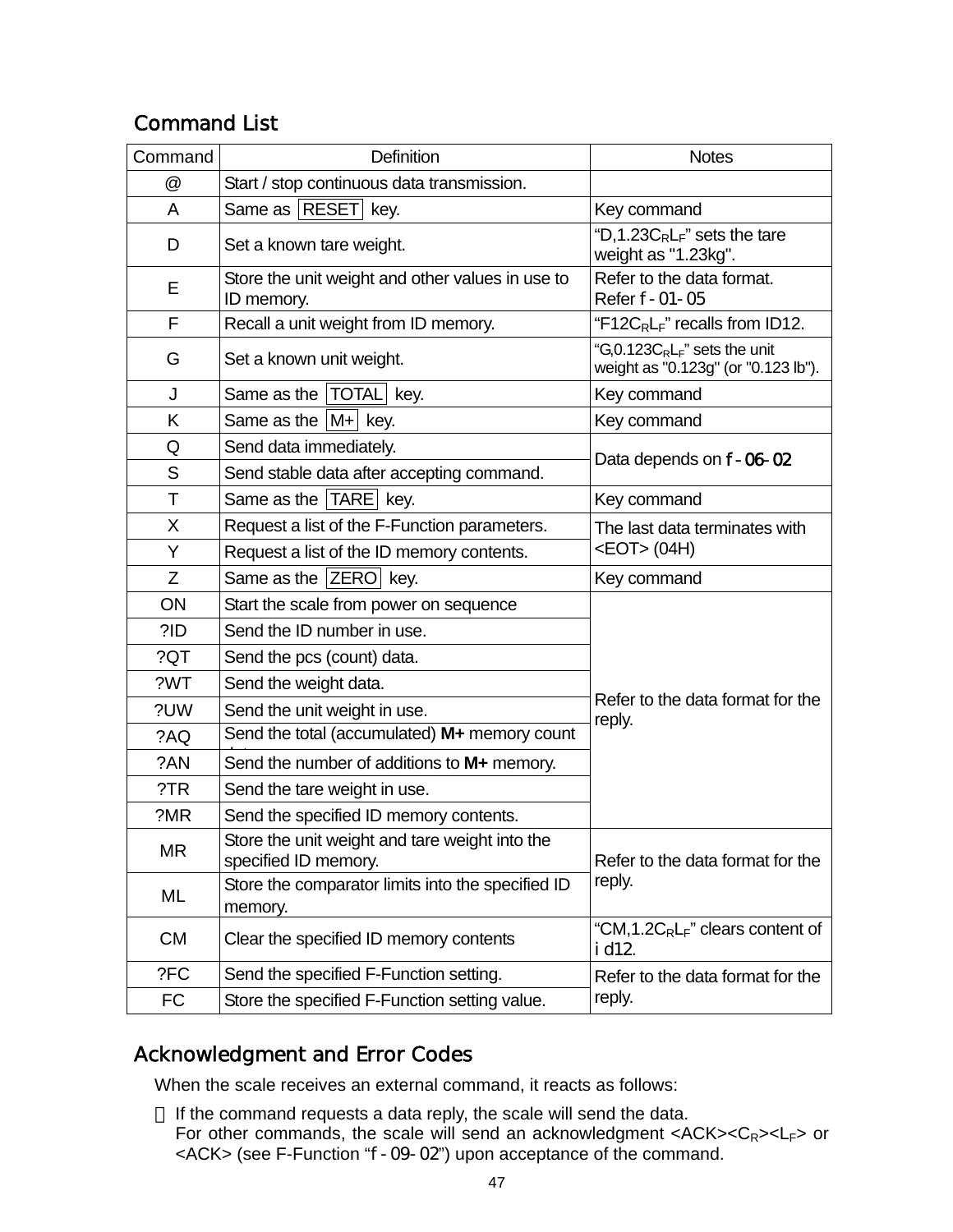## Command List

| Command | Definition | Notes |
|---|---|---|
| @ | Start / stop continuous data transmission. | |
| A | Same as RESET key. | Key command |
| D | Set a known tare weight. | "D,1.23$C_RL_F$" sets the tare weight as "1.23kg". |
| E | Store the unit weight and other values in use to ID memory. | Refer to the data format. Refer f - 01- 05 |
| F | Recall a unit weight from ID memory. | "F12$C_RL_F$" recalls from ID12. |
| G | Set a known unit weight. | "G,0.123$C_RL_F$" sets the unit weight as "0.123g" (or "0.123 lb"). |
| J | Same as the TOTAL key. | Key command |
| K | Same as the M+ key. | Key command |
| Q | Send data immediately. | Data depends on f - 06- 02 |
| S | Send stable data after accepting command. | |
| T | Same as the TARE key. | Key command |
| X | Request a list of the F-Function parameters. | The last data terminates with <EOT> (04H) |
| Y | Request a list of the ID memory contents. | |
| Z | Same as the ZERO key. | Key command |
| ON | Start the scale from power on sequence | Refer to the data format for the reply. |
| ?ID | Send the ID number in use. | |
| ?QT | Send the pcs (count) data. | |
| ?WT | Send the weight data. | |
| ?UW | Send the unit weight in use. | |
| ?AQ | Send the total (accumulated) **M+** memory count data | |
| ?AN | Send the number of additions to **M+** memory. | |
| ?TR | Send the tare weight in use. | |
| ?MR | Send the specified ID memory contents. | |
| MR | Store the unit weight and tare weight into the specified ID memory. | Refer to the data format for the reply. |
| ML | Store the comparator limits into the specified ID memory. | |
| CM | Clear the specified ID memory contents | "CM,1.2$C_RL_F$" clears content of i d12. |
| ?FC | Send the specified F-Function setting. | Refer to the data format for the reply. |
| FC | Store the specified F-Function setting value. | |

## Acknowledgment and Error Codes

When the scale receives an external command, it reacts as follows:

- If the command requests a data reply, the scale will send the data.
  For other commands, the scale will send an acknowledgment <ACK><$C_R$><$L_F$> or <ACK> (see F-Function "f - 09- 02") upon acceptance of the command.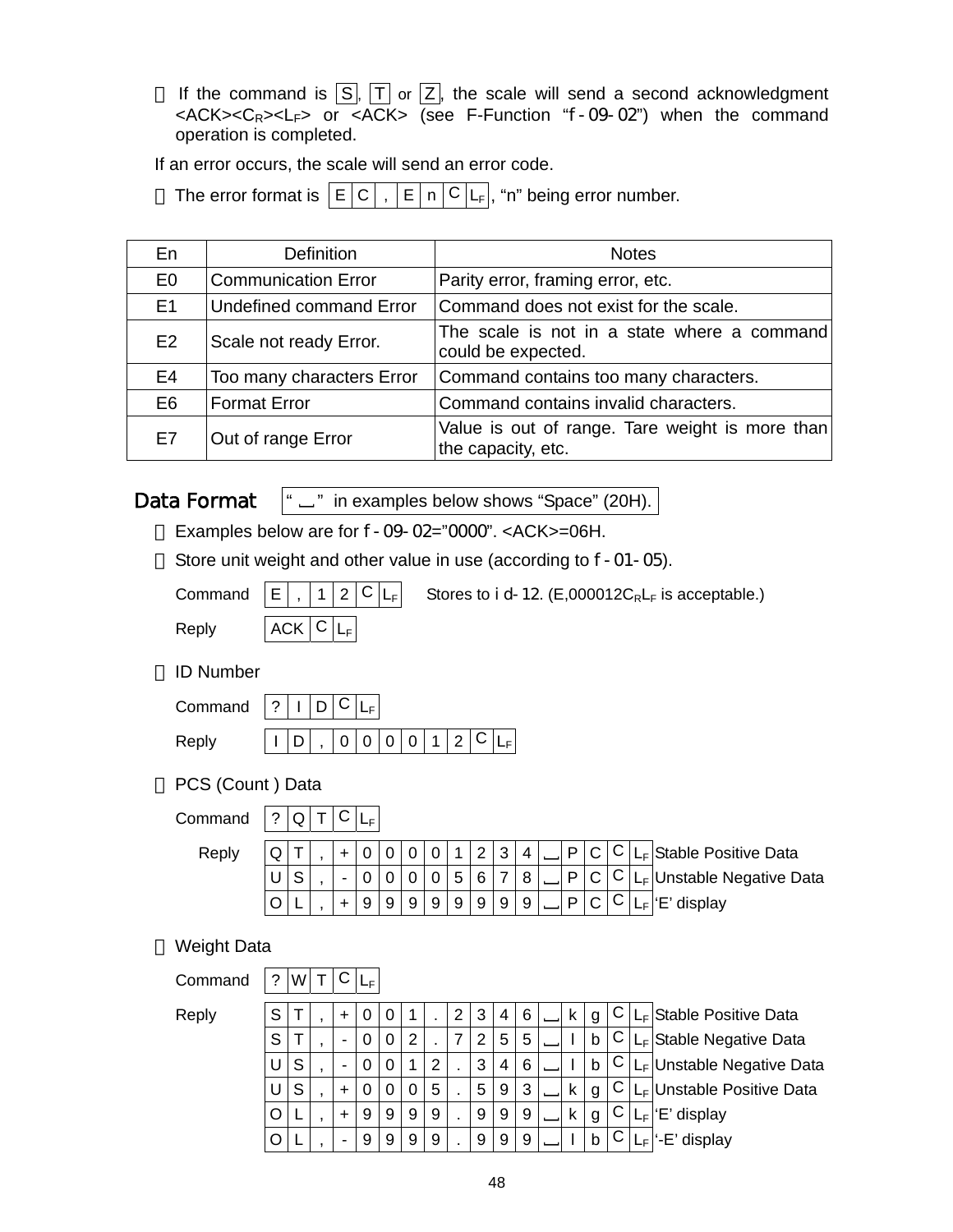※ If the command is S, T or Z, the scale will send a second acknowledgment <ACK><$C_R$><$L_F$> or <ACK> (see F-Function "f-09-02") when the command operation is completed.

If an error occurs, the scale will send an error code.

※ The error format is E C , E n $C_R$ $L_F$, "n" being error number.

| En | Definition | Notes |
|---|---|---|
| E0 | Communication Error | Parity error, framing error, etc. |
| E1 | Undefined command Error | Command does not exist for the scale. |
| E2 | Scale not ready Error. | The scale is not in a state where a command could be expected. |
| E4 | Too many characters Error | Command contains too many characters. |
| E6 | Format Error | Command contains invalid characters. |
| E7 | Out of range Error | Value is out of range. Tare weight is more than the capacity, etc. |

## Data Format

" ␣ " in examples below shows "Space" (20H).

※ Examples below are for f-09-02="0000". <ACK>=06H.

※ Store unit weight and other value in use (according to f-01-05).

Command: E , 1 2 $C_R$ $L_F$ — Stores to id-12. (E,000012$C_R$$L_F$ is acceptable.)

Reply: ACK $C_R$ $L_F$

※ ID Number

Command: ? I D $C_R$ $L_F$

Reply: I D , 0 0 0 0 1 2 $C_R$ $L_F$

※ PCS (Count ) Data

Command: ? Q T $C_R$ $L_F$

Reply:

| Data | Description |
|---|---|
| Q T , + 0 0 0 0 1 2 3 4 ␣ P C $C_R$ $L_F$ | Stable Positive Data |
| U S , - 0 0 0 0 5 6 7 8 ␣ P C $C_R$ $L_F$ | Unstable Negative Data |
| O L , + 9 9 9 9 9 9 9 9 ␣ P C $C_R$ $L_F$ | 'E' display |

※ Weight Data

Command: ? W T $C_R$ $L_F$

Reply:

| Data | Description |
|---|---|
| S T , + 0 0 1 . 2 3 4 6 ␣ k g $C_R$ $L_F$ | Stable Positive Data |
| S T , - 0 0 2 . 7 2 5 5 ␣ l b $C_R$ $L_F$ | Stable Negative Data |
| U S , - 0 0 1 2 . 3 4 6 ␣ l b $C_R$ $L_F$ | Unstable Negative Data |
| U S , + 0 0 0 5 . 5 9 3 ␣ k g $C_R$ $L_F$ | Unstable Positive Data |
| O L , + 9 9 9 9 . 9 9 9 ␣ k g $C_R$ $L_F$ | 'E' display |
| O L , - 9 9 9 9 . 9 9 9 ␣ l b $C_R$ $L_F$ | '-E' display |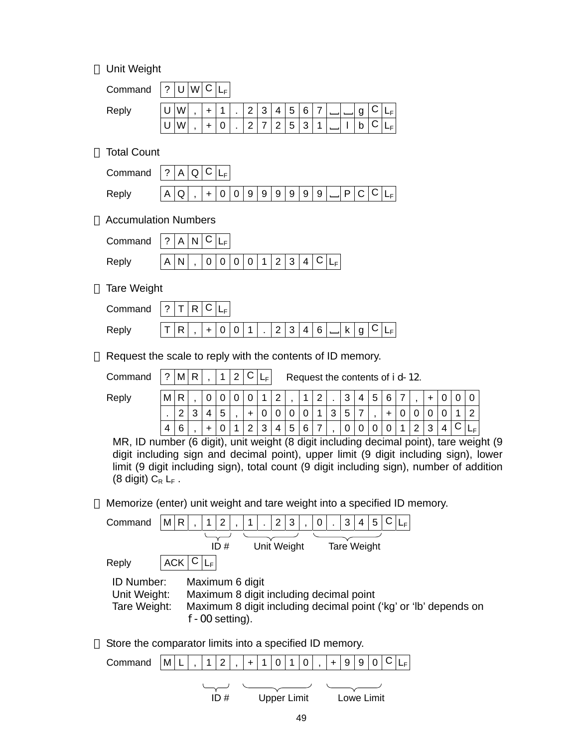- Unit Weight

Command `? U W CR LF`

Reply
`U W , + 1 . 2 3 4 5 6 7 ␣ ␣ g CR LF`
`U W , + 0 . 2 7 2 5 3 1 ␣ l b CR LF`

- Total Count

Command `? A Q CR LF`

Reply `A Q , + 0 0 9 9 9 9 9 9 ␣ P C CR LF`

- Accumulation Numbers

Command `? A N CR LF`

Reply `A N , 0 0 0 0 1 2 3 4 CR LF`

- Tare Weight

Command `? T R CR LF`

Reply `T R , + 0 0 1 . 2 3 4 6 ␣ k g CR LF`

- Request the scale to reply with the contents of ID memory.

Command `? M R , 1 2 CR LF` Request the contents of id-12.

Reply
`M R , 0 0 0 0 1 2 , 1 2 . 3 4 5 6 7 , + 0 0 0`
`. 2 3 4 5 , + 0 0 0 0 1 3 5 7 , + 0 0 0 0 1 2`
`4 6 , + 0 1 2 3 4 5 6 7 , 0 0 0 0 1 2 3 4 CR LF`

MR, ID number (6 digit), unit weight (8 digit including decimal point), tare weight (9 digit including sign and decimal point), upper limit (9 digit including sign), lower limit (9 digit including sign), total count (9 digit including sign), number of addition (8 digit) CR LF .

- Memorize (enter) unit weight and tare weight into a specified ID memory.

Command `M R , 1 2 , 1 . 2 3 , 0 . 3 4 5 CR LF`

(12 = ID #, 1.23 = Unit Weight, 0.345 = Tare Weight)

Reply `ACK CR LF`

ID Number: Maximum 6 digit
Unit Weight: Maximum 8 digit including decimal point
Tare Weight: Maximum 8 digit including decimal point ('kg' or 'lb' depends on f-00 setting).

- Store the comparator limits into a specified ID memory.

Command `M L , 1 2 , + 1 0 1 0 , + 9 9 0 CR LF`

(12 = ID #, +1010 = Upper Limit, +990 = Lowe Limit)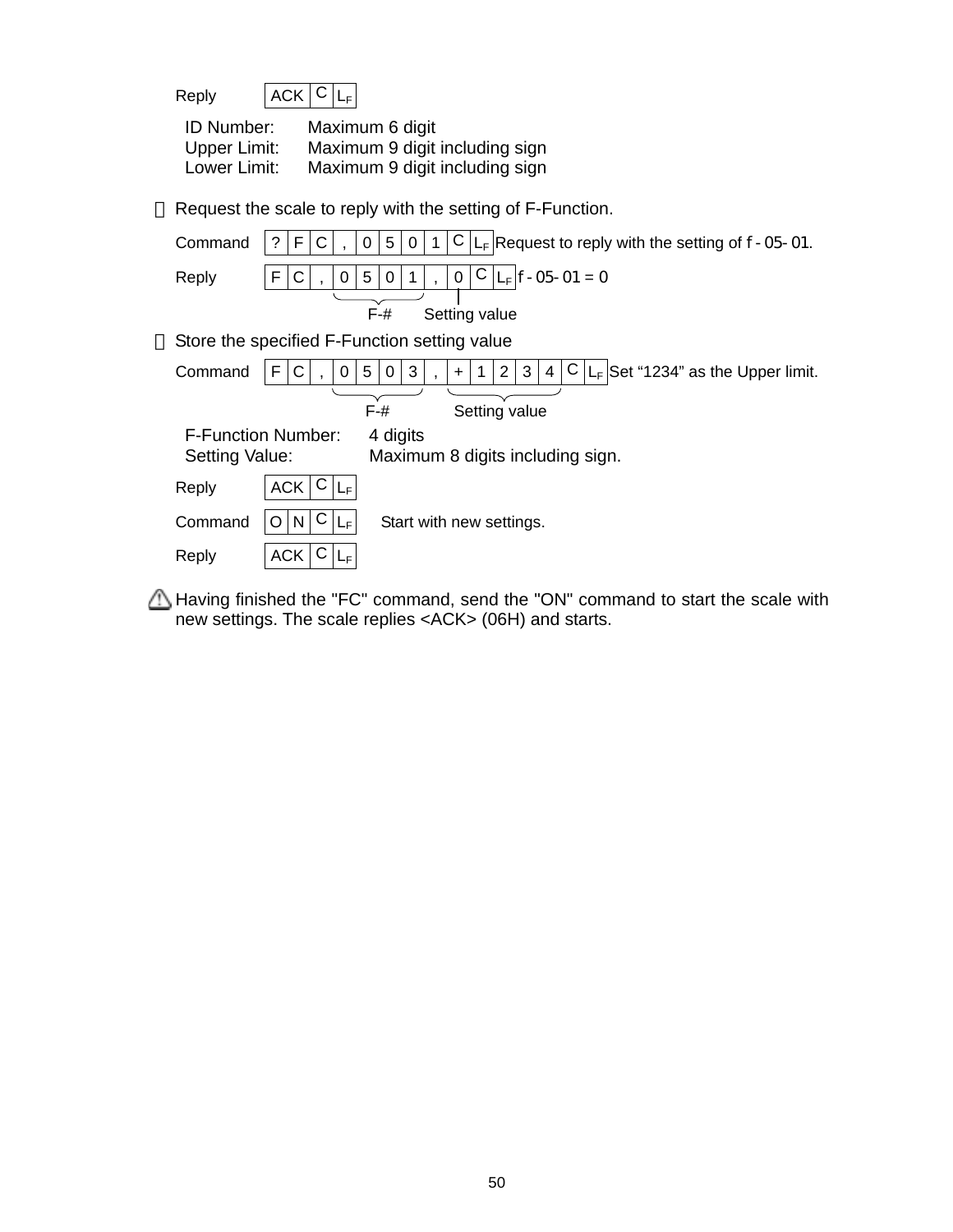Reply | ACK | $C_R$ | $L_F$ |
|---|---|---|

ID Number: Maximum 6 digit
Upper Limit: Maximum 9 digit including sign
Lower Limit: Maximum 9 digit including sign

 Request the scale to reply with the setting of F-Function.

Command

| ? | F | C | , | 0 | 5 | 0 | 1 | $C_R$ | $L_F$ |
|---|---|---|---|---|---|---|---|---|---|

Request to reply with the setting of f - 05- 01.

Reply

| F | C | , | 0 | 5 | 0 | 1 | , | 0 | $C_R$ | $L_F$ |
|---|---|---|---|---|---|---|---|---|---|---|

f - 05- 01 = 0

F-# Setting value

 Store the specified F-Function setting value

Command

| F | C | , | 0 | 5 | 0 | 3 | , | + | 1 | 2 | 3 | 4 | $C_R$ | $L_F$ |
|---|---|---|---|---|---|---|---|---|---|---|---|---|---|---|

Set “1234” as the Upper limit.

F-# Setting value

F-Function Number: 4 digits
Setting Value: Maximum 8 digits including sign.

Reply

| ACK | $C_R$ | $L_F$ |
|---|---|---|

Command

| O | N | $C_R$ | $L_F$ |
|---|---|---|---|

Start with new settings.

Reply

| ACK | $C_R$ | $L_F$ |
|---|---|---|

⚠ Having finished the "FC" command, send the "ON" command to start the scale with new settings. The scale replies <ACK> (06H) and starts.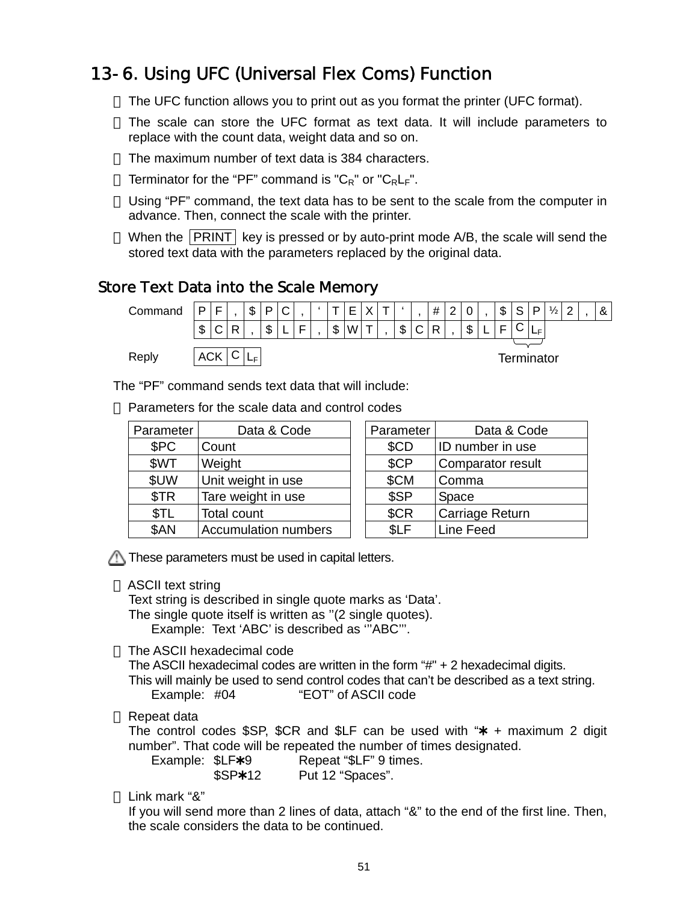## 13-6. Using UFC (Universal Flex Coms) Function

- The UFC function allows you to print out as you format the printer (UFC format).
- The scale can store the UFC format as text data. It will include parameters to replace with the count data, weight data and so on.
- The maximum number of text data is 384 characters.
- Terminator for the “PF” command is "$C_R$" or "$C_RL_F$".
- Using “PF” command, the text data has to be sent to the scale from the computer in advance. Then, connect the scale with the printer.
- When the PRINT key is pressed or by auto-print mode A/B, the scale will send the stored text data with the parameters replaced by the original data.

### Store Text Data into the Scale Memory

Command `PF,$PC,‘TEXT‘,#20,$SP½2,&`
`$CR,$LF,$WT,$CR,$LF` $C_RL_F$ (Terminator)

Reply `ACK` $C_RL_F$

The “PF” command sends text data that will include:

- Parameters for the scale data and control codes

| Parameter | Data & Code | Parameter | Data & Code |
|---|---|---|---|
| $PC | Count | $CD | ID number in use |
| $WT | Weight | $CP | Comparator result |
| $UW | Unit weight in use | $CM | Comma |
| $TR | Tare weight in use | $SP | Space |
| $TL | Total count | $CR | Carriage Return |
| $AN | Accumulation numbers | $LF | Line Feed |

⚠ These parameters must be used in capital letters.

- ASCII text string
  Text string is described in single quote marks as ‘Data’.
  The single quote itself is written as ''(2 single quotes).
  Example: Text ‘ABC’ is described as ‘''ABC''’.

- The ASCII hexadecimal code
  The ASCII hexadecimal codes are written in the form “#" + 2 hexadecimal digits.
  This will mainly be used to send control codes that can’t be described as a text string.
  Example: #04 “EOT” of ASCII code

- Repeat data
  The control codes $SP, $CR and $LF can be used with “∗ + maximum 2 digit number”. That code will be repeated the number of times designated.
  Example: $LF∗9 Repeat “$LF” 9 times.
  $SP∗12 Put 12 “Spaces”.

- Link mark “&”
  If you will send more than 2 lines of data, attach “&” to the end of the first line. Then, the scale considers the data to be continued.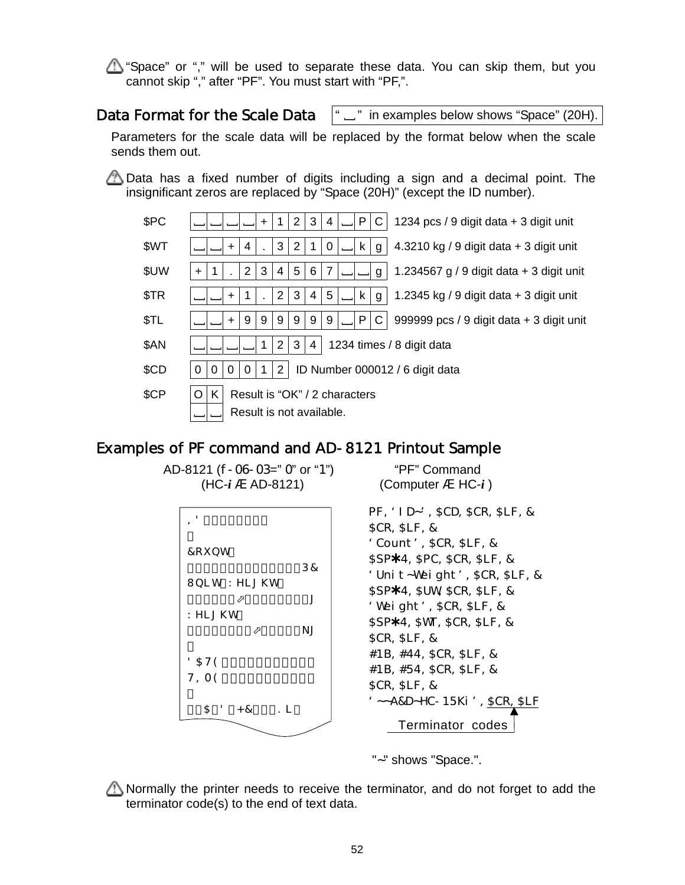⚠ "Space" or "," will be used to separate these data. You can skip them, but you cannot skip "," after "PF". You must start with "PF,".

## Data Format for the Scale Data

" ␣ " in examples below shows "Space" (20H).

Parameters for the scale data will be replaced by the format below when the scale sends them out.

⚠ Data has a fixed number of digits including a sign and a decimal point. The insignificant zeros are replaced by "Space (20H)" (except the ID number).

| Parameter | Example | Description |
|---|---|---|
| $PC | ␣␣␣␣+1234␣PC | 1234 pcs / 9 digit data + 3 digit unit |
| $WT | ␣␣+4.3210␣kg | 4.3210 kg / 9 digit data + 3 digit unit |
| $UW | +1.234567␣␣g | 1.234567 g / 9 digit data + 3 digit unit |
| $TR | ␣␣+1.2345␣kg | 1.2345 kg / 9 digit data + 3 digit unit |
| $TL | ␣␣+999999␣PC | 999999 pcs / 9 digit data + 3 digit unit |
| $AN | ␣␣␣␣1234 | 1234 times / 8 digit data |
| $CD | 000012 | ID Number 000012 / 6 digit data |
| $CP | OK | Result is "OK" / 2 characters |
| | ␣␣ | Result is not available. |

## Examples of PF command and AD-8121 Printout Sample

AD-8121 (f-06-03=" 0" or "1")
(HC-*i* Æ AD-8121)

```
,'
&RXQW
3&
8QLW:HLJKW
J
:HLJKW
NJ
'$7(
7,0(
$'+&.L
```

"PF" Command
(Computer Æ HC-*i* )

```
PF, 'ID~', $CD, $CR, $LF, &
$CR, $LF, &
'Count', $CR, $LF, &
$SP*4, $PC, $CR, $LF, &
'Unit~Weight', $CR, $LF, &
$SP*4, $UW, $CR, $LF, &
'Weight', $CR, $LF, &
$SP*4, $WT, $CR, $LF, &
$CR, $LF, &
#1B, #44, $CR, $LF, &
#1B, #54, $CR, $LF, &
$CR, $LF, &
'~~A&D~HC-15Ki', $CR, $LF
```

Terminator codes

"~" shows "Space.".

⚠ Normally the printer needs to receive the terminator, and do not forget to add the terminator code(s) to the end of text data.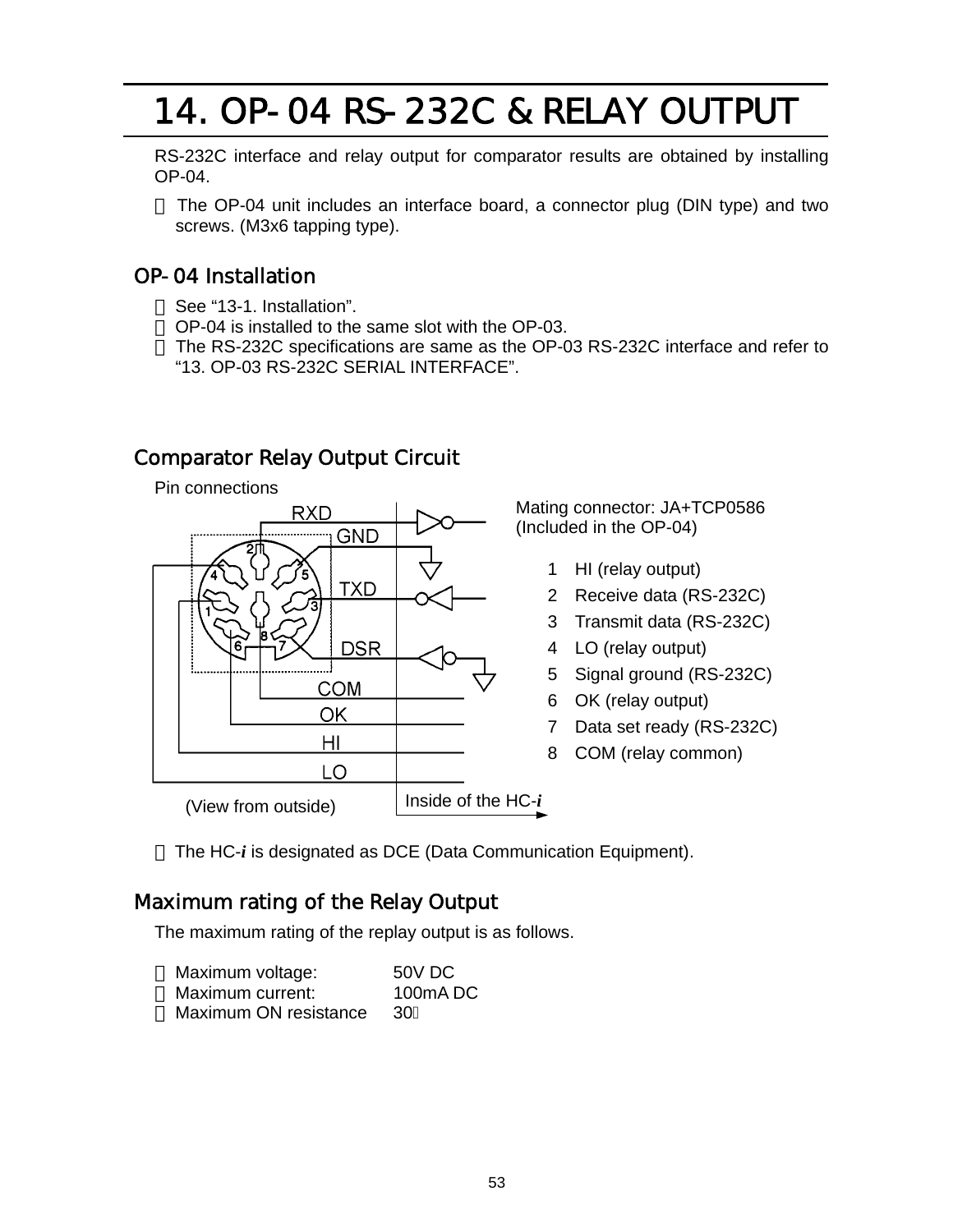# 14. OP-04 RS-232C & RELAY OUTPUT

RS-232C interface and relay output for comparator results are obtained by installing OP-04.

- The OP-04 unit includes an interface board, a connector plug (DIN type) and two screws. (M3x6 tapping type).

## OP-04 Installation

- See “13-1. Installation”.
- OP-04 is installed to the same slot with the OP-03.
- The RS-232C specifications are same as the OP-03 RS-232C interface and refer to “13. OP-03 RS-232C SERIAL INTERFACE”.

## Comparator Relay Output Circuit

Pin connections

RXD
GND
TXD
DSR
COM
OK
HI
LO

(View from outside)

Inside of the HC-*i*

Mating connector: JA+TCP0586
(Included in the OP-04)

1 HI (relay output)
2 Receive data (RS-232C)
3 Transmit data (RS-232C)
4 LO (relay output)
5 Signal ground (RS-232C)
6 OK (relay output)
7 Data set ready (RS-232C)
8 COM (relay common)

- The HC-*i* is designated as DCE (Data Communication Equipment).

## Maximum rating of the Relay Output

The maximum rating of the replay output is as follows.

- Maximum voltage: 50V DC
- Maximum current: 100mA DC
- Maximum ON resistance 30Ω